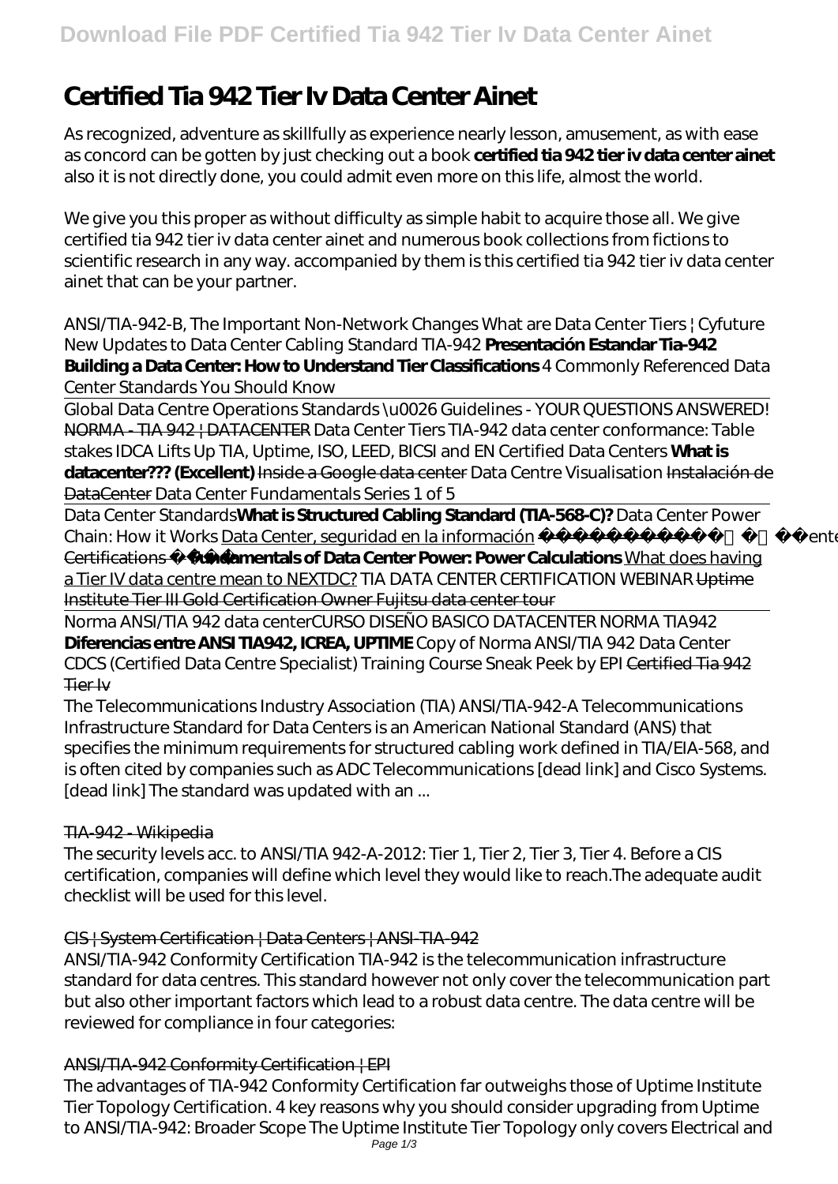# Certified Tia 942 Tier Iv Data Center Ainet

As recognized, adventure as skillfully as experience nearly lesson, amusement, as with ease as concord can be gotten by just checking out a book **certified tia 942 tier iv data center ainet** also it is not directly done, you could admit even more on this life, almost the world.

We give you this proper as without difficulty as simple habit to acquire those all. We give certified tia 942 tier iv data center ainet and numerous book collections from fictions to scientific research in any way. accompanied by them is this certified tia 942 tier iv data center ainet that can be your partner.

*ANSI/TIA-942-B, The Important Non-Network Changes What are Data Center Tiers | Cyfuture New Updates to Data Center Cabling Standard TIA-942* **Presentación Estandar Tia-942 Building a Data Center: How to Understand Tier Classifications** *4 Commonly Referenced Data Center Standards You Should Know*

Global Data Centre Operations Standards \u0026 Guidelines - YOUR QUESTIONS ANSWERED! ~~NORMA - TIA 942 | DATACENTER~~ *Data Center Tiers TIA-942 data center conformance: Table stakes IDCA Lifts Up TIA, Uptime, ISO, LEED, BICSI and EN Certified Data Centers* **What is datacenter??? (Excellent)** ~~Inside a Google data center~~ *Data Centre Visualisation* ~~Instalación de DataCenter~~ *Data Center Fundamentals Series 1 of 5*

Data Center Standards**What is Structured Cabling Standard (TIA-568-C)?** *Data Center Power Chain: How it Works* Data Center, seguridad en la información ~~Data Center Certifications~~ **Fundamentals of Data Center Power: Power Calculations** What does having a Tier IV data centre mean to NEXTDC? *TIA DATA CENTER CERTIFICATION WEBINAR* ~~Uptime Institute Tier III Gold Certification Owner Fujitsu data center tour~~

Norma ANSI/TIA 942 data center*CURSO DISEÑO BASICO DATACENTER NORMA TIA942* **Diferencias entre ANSI TIA942, ICREA, UPTIME** *Copy of Norma ANSI/TIA 942 Data Center CDCS (Certified Data Centre Specialist) Training Course Sneak Peek by EPI* ~~Certified Tia 942 Tier Iv~~

The Telecommunications Industry Association (TIA) ANSI/TIA-942-A Telecommunications Infrastructure Standard for Data Centers is an American National Standard (ANS) that specifies the minimum requirements for structured cabling work defined in TIA/EIA-568, and is often cited by companies such as ADC Telecommunications [dead link] and Cisco Systems. [dead link] The standard was updated with an ...

~~TIA-942 - Wikipedia~~

The security levels acc. to ANSI/TIA 942-A-2012: Tier 1, Tier 2, Tier 3, Tier 4. Before a CIS certification, companies will define which level they would like to reach.The adequate audit checklist will be used for this level.

CIS | System Certification | Data Centers | ANSI-TIA-942

ANSI/TIA-942 Conformity Certification TIA-942 is the telecommunication infrastructure standard for data centres. This standard however not only cover the telecommunication part but also other important factors which lead to a robust data centre. The data centre will be reviewed for compliance in four categories:

ANSI/TIA-942 Conformity Certification | EPI

The advantages of TIA-942 Conformity Certification far outweighs those of Uptime Institute Tier Topology Certification. 4 key reasons why you should consider upgrading from Uptime to ANSI/TIA-942: Broader Scope The Uptime Institute Tier Topology only covers Electrical and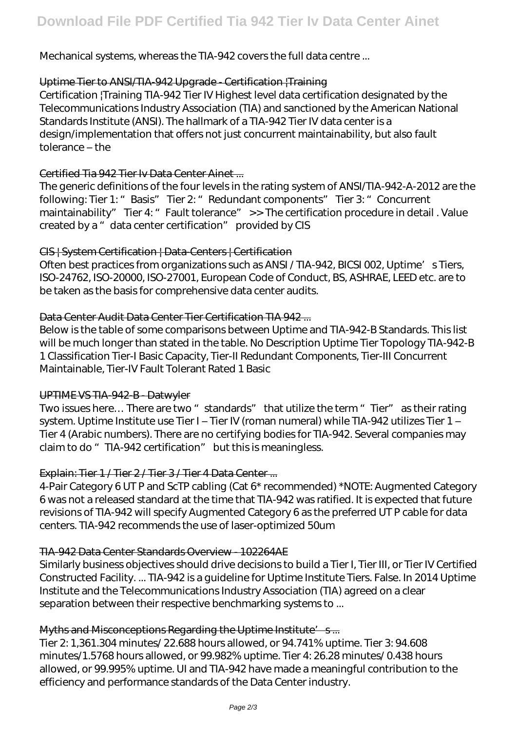Mechanical systems, whereas the TIA-942 covers the full data centre ...

### Uptime Tier to ANSI/TIA-942 Upgrade - Certification |Training

Certification |Training TIA-942 Tier IV Highest level data certification designated by the Telecommunications Industry Association (TIA) and sanctioned by the American National Standards Institute (ANSI). The hallmark of a TIA-942 Tier IV data center is a design/implementation that offers not just concurrent maintainability, but also fault tolerance – the

### Certified Tia 942 Tier Iv Data Center Ainet ...

The generic definitions of the four levels in the rating system of ANSI/TIA-942-A-2012 are the following: Tier 1: "Basis" Tier 2: "Redundant components" Tier 3: "Concurrent maintainability" Tier 4: "Fault tolerance" >> The certification procedure in detail . Value created by a "data center certification" provided by CIS

### CIS | System Certification | Data-Centers | Certification

Often best practices from organizations such as ANSI / TIA-942, BICSI 002, Uptime's Tiers, ISO-24762, ISO-20000, ISO-27001, European Code of Conduct, BS, ASHRAE, LEED etc. are to be taken as the basis for comprehensive data center audits.

### Data Center Audit Data Center Tier Certification TIA 942 ...

Below is the table of some comparisons between Uptime and TIA-942-B Standards. This list will be much longer than stated in the table. No Description Uptime Tier Topology TIA-942-B 1 Classification Tier-I Basic Capacity, Tier-II Redundant Components, Tier-III Concurrent Maintainable, Tier-IV Fault Tolerant Rated 1 Basic

### UPTIME VS TIA-942-B - Datwyler

Two issues here… There are two "standards" that utilize the term "Tier" as their rating system. Uptime Institute use Tier I – Tier IV (roman numeral) while TIA-942 utilizes Tier 1 – Tier 4 (Arabic numbers). There are no certifying bodies for TIA-942. Several companies may claim to do "TIA-942 certification" but this is meaningless.

### Explain: Tier 1 / Tier 2 / Tier 3 / Tier 4 Data Center ...

4-Pair Category 6 UT P and ScTP cabling (Cat 6* recommended) *NOTE: Augmented Category 6 was not a released standard at the time that TIA-942 was ratified. It is expected that future revisions of TIA-942 will specify Augmented Category 6 as the preferred UT P cable for data centers. TIA-942 recommends the use of laser-optimized 50um

### TIA-942 Data Center Standards Overview - 102264AE

Similarly business objectives should drive decisions to build a Tier I, Tier III, or Tier IV Certified Constructed Facility. ... TIA-942 is a guideline for Uptime Institute Tiers. False. In 2014 Uptime Institute and the Telecommunications Industry Association (TIA) agreed on a clear separation between their respective benchmarking systems to ...

### Myths and Misconceptions Regarding the Uptime Institute's ...

Tier 2: 1,361.304 minutes/ 22.688 hours allowed, or 94.741% uptime. Tier 3: 94.608 minutes/1.5768 hours allowed, or 99.982% uptime. Tier 4: 26.28 minutes/ 0.438 hours allowed, or 99.995% uptime. UI and TIA-942 have made a meaningful contribution to the efficiency and performance standards of the Data Center industry.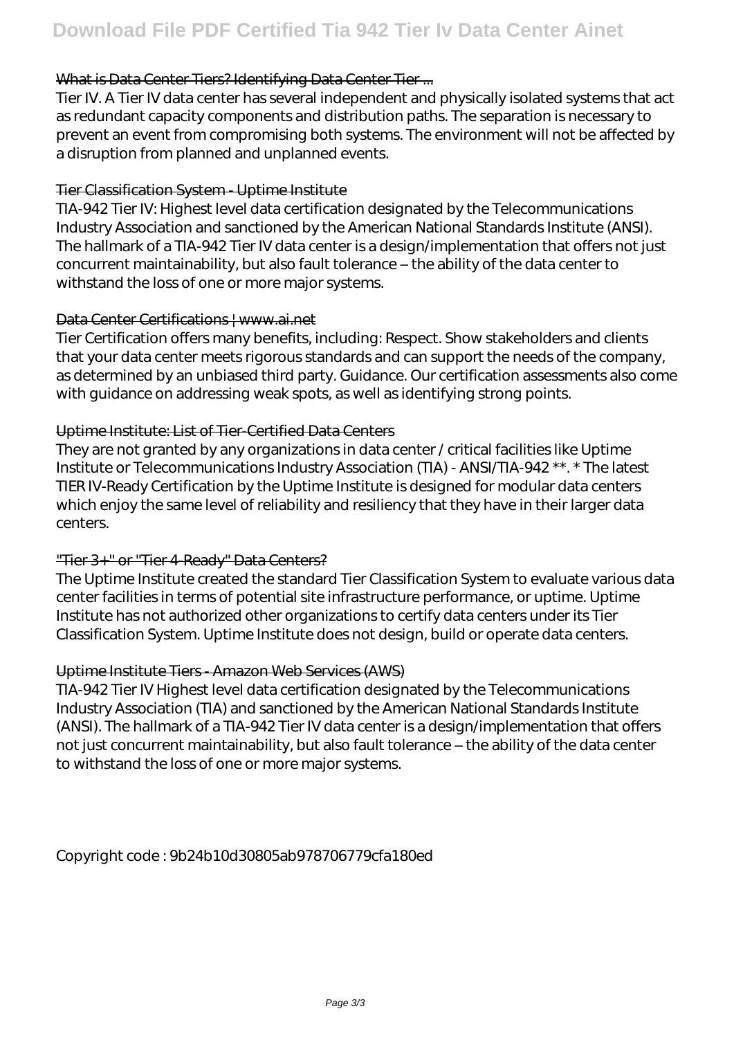#### What is Data Center Tiers? Identifying Data Center Tier ...

Tier IV. A Tier IV data center has several independent and physically isolated systems that act as redundant capacity components and distribution paths. The separation is necessary to prevent an event from compromising both systems. The environment will not be affected by a disruption from planned and unplanned events.

#### Tier Classification System - Uptime Institute

TIA-942 Tier IV: Highest level data certification designated by the Telecommunications Industry Association and sanctioned by the American National Standards Institute (ANSI). The hallmark of a TIA-942 Tier IV data center is a design/implementation that offers not just concurrent maintainability, but also fault tolerance – the ability of the data center to withstand the loss of one or more major systems.

#### Data Center Certifications | www.ai.net

Tier Certification offers many benefits, including: Respect. Show stakeholders and clients that your data center meets rigorous standards and can support the needs of the company, as determined by an unbiased third party. Guidance. Our certification assessments also come with guidance on addressing weak spots, as well as identifying strong points.

#### Uptime Institute: List of Tier-Certified Data Centers

They are not granted by any organizations in data center / critical facilities like Uptime Institute or Telecommunications Industry Association (TIA) - ANSI/TIA-942 **. * The latest TIER IV-Ready Certification by the Uptime Institute is designed for modular data centers which enjoy the same level of reliability and resiliency that they have in their larger data centers.

#### "Tier 3+" or "Tier 4-Ready" Data Centers?

The Uptime Institute created the standard Tier Classification System to evaluate various data center facilities in terms of potential site infrastructure performance, or uptime. Uptime Institute has not authorized other organizations to certify data centers under its Tier Classification System. Uptime Institute does not design, build or operate data centers.

#### Uptime Institute Tiers - Amazon Web Services (AWS)

TIA-942 Tier IV Highest level data certification designated by the Telecommunications Industry Association (TIA) and sanctioned by the American National Standards Institute (ANSI). The hallmark of a TIA-942 Tier IV data center is a design/implementation that offers not just concurrent maintainability, but also fault tolerance – the ability of the data center to withstand the loss of one or more major systems.

Copyright code : 9b24b10d30805ab978706779cfa180ed